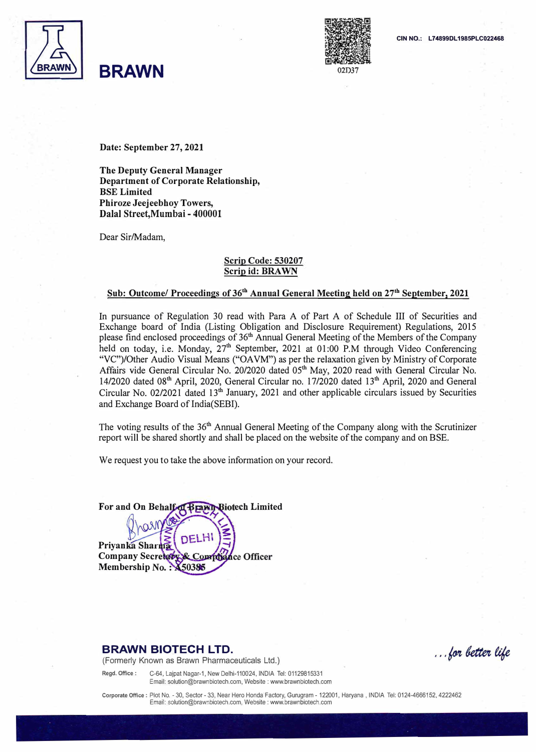**BRAWN**

02D37

CIN NO.: L74899DL1985PLC022468

**Date: September 27, 2021**

**The Deputy General Manager**
**Department of Corporate Relationship,**
**BSE Limited**
**Phiroze Jeejeebhoy Towers,**
**Dalal Street,Mumbai - 400001**

Dear Sir/Madam,

**Scrip Code: 530207**
**Scrip id: BRAWN**

**Sub: Outcome/ Proceedings of 36th Annual General Meeting held on 27th September, 2021**

In pursuance of Regulation 30 read with Para A of Part A of Schedule III of Securities and Exchange board of India (Listing Obligation and Disclosure Requirement) Regulations, 2015 please find enclosed proceedings of 36th Annual General Meeting of the Members of the Company held on today, i.e. Monday, 27th September, 2021 at 01:00 P.M through Video Conferencing "VC")/Other Audio Visual Means ("OAVM") as per the relaxation given by Ministry of Corporate Affairs vide General Circular No. 20/2020 dated 05th May, 2020 read with General Circular No. 14/2020 dated 08th April, 2020, General Circular no. 17/2020 dated 13th April, 2020 and General Circular No. 02/2021 dated 13th January, 2021 and other applicable circulars issued by Securities and Exchange Board of India(SEBI).

The voting results of the 36th Annual General Meeting of the Company along with the Scrutinizer report will be shared shortly and shall be placed on the website of the company and on BSE.

We request you to take the above information on your record.

**For and On Behalf of Brawn Biotech Limited**

**Priyanka Sharma**
**Company Secretary & Compliance Officer**
**Membership No. : A50385**

**BRAWN BIOTECH LTD.**
(Formerly Known as Brawn Pharmaceuticals Ltd.)

*...for better life*

**Regd. Office :** C-64, Lajpat Nagar-1, New Delhi-110024, INDIA Tel: 01129815331
Email: solution@brawnbiotech.com, Website : www.brawnbiotech.com

**Corporate Office :** Plot No. - 30, Sector - 33, Near Hero Honda Factory, Gurugram - 122001, Haryana , INDIA Tel: 0124-4666152, 4222462
Email: solution@brawnbiotech.com, Website : www.brawnbiotech.com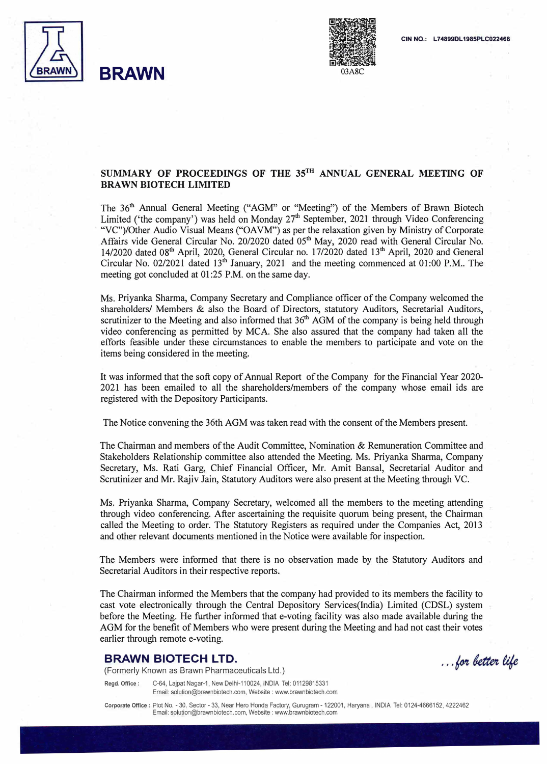## SUMMARY OF PROCEEDINGS OF THE 35TH ANNUAL GENERAL MEETING OF BRAWN BIOTECH LIMITED

The 36th Annual General Meeting ("AGM" or "Meeting") of the Members of Brawn Biotech Limited ('the company') was held on Monday 27th September, 2021 through Video Conferencing "VC")/Other Audio Visual Means ("OAVM") as per the relaxation given by Ministry of Corporate Affairs vide General Circular No. 20/2020 dated 05th May, 2020 read with General Circular No. 14/2020 dated 08th April, 2020, General Circular no. 17/2020 dated 13th April, 2020 and General Circular No. 02/2021 dated 13th January, 2021 and the meeting commenced at 01:00 P.M.. The meeting got concluded at 01:25 P.M. on the same day.

Ms. Priyanka Sharma, Company Secretary and Compliance officer of the Company welcomed the shareholders/ Members & also the Board of Directors, statutory Auditors, Secretarial Auditors, scrutinizer to the Meeting and also informed that 36th AGM of the company is being held through video conferencing as permitted by MCA. She also assured that the company had taken all the efforts feasible under these circumstances to enable the members to participate and vote on the items being considered in the meeting.

It was informed that the soft copy of Annual Report of the Company for the Financial Year 2020-2021 has been emailed to all the shareholders/members of the company whose email ids are registered with the Depository Participants.

The Notice convening the 36th AGM was taken read with the consent of the Members present.

The Chairman and members of the Audit Committee, Nomination & Remuneration Committee and Stakeholders Relationship committee also attended the Meeting. Ms. Priyanka Sharma, Company Secretary, Ms. Rati Garg, Chief Financial Officer, Mr. Amit Bansal, Secretarial Auditor and Scrutinizer and Mr. Rajiv Jain, Statutory Auditors were also present at the Meeting through VC.

Ms. Priyanka Sharma, Company Secretary, welcomed all the members to the meeting attending through video conferencing. After ascertaining the requisite quorum being present, the Chairman called the Meeting to order. The Statutory Registers as required under the Companies Act, 2013 and other relevant documents mentioned in the Notice were available for inspection.

The Members were informed that there is no observation made by the Statutory Auditors and Secretarial Auditors in their respective reports.

The Chairman informed the Members that the company had provided to its members the facility to cast vote electronically through the Central Depository Services(India) Limited (CDSL) system before the Meeting. He further informed that e-voting facility was also made available during the AGM for the benefit of Members who were present during the Meeting and had not cast their votes earlier through remote e-voting.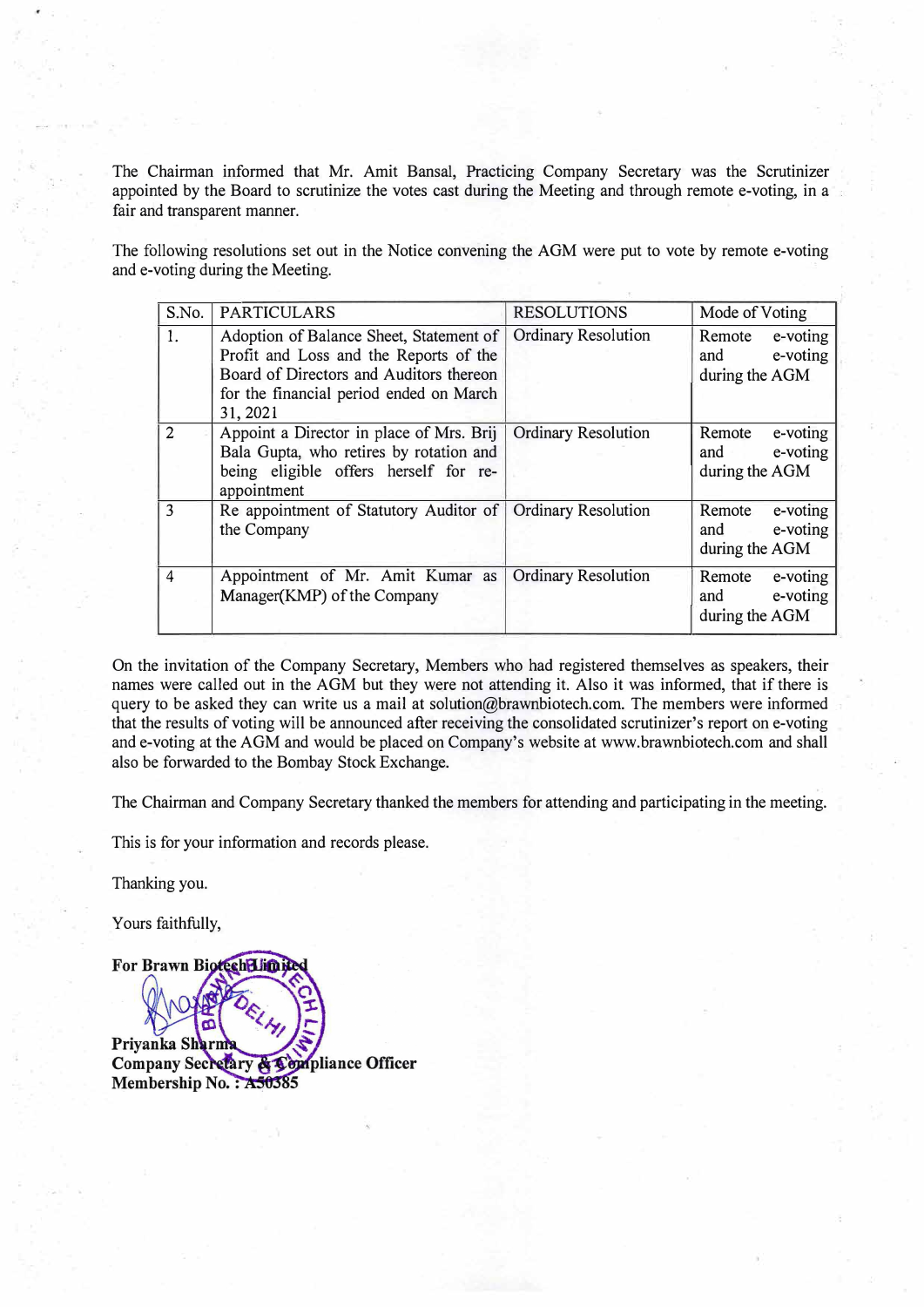The Chairman informed that Mr. Amit Bansal, Practicing Company Secretary was the Scrutinizer appointed by the Board to scrutinize the votes cast during the Meeting and through remote e-voting, in a fair and transparent manner.

The following resolutions set out in the Notice convening the AGM were put to vote by remote e-voting and e-voting during the Meeting.

| S.No. | PARTICULARS | RESOLUTIONS | Mode of Voting |
|---|---|---|---|
| 1. | Adoption of Balance Sheet, Statement of Profit and Loss and the Reports of the Board of Directors and Auditors thereon for the financial period ended on March 31, 2021 | Ordinary Resolution | Remote e-voting and e-voting during the AGM |
| 2 | Appoint a Director in place of Mrs. Brij Bala Gupta, who retires by rotation and being eligible offers herself for re-appointment | Ordinary Resolution | Remote e-voting and e-voting during the AGM |
| 3 | Re appointment of Statutory Auditor of the Company | Ordinary Resolution | Remote e-voting and e-voting during the AGM |
| 4 | Appointment of Mr. Amit Kumar as Manager(KMP) of the Company | Ordinary Resolution | Remote e-voting and e-voting during the AGM |

On the invitation of the Company Secretary, Members who had registered themselves as speakers, their names were called out in the AGM but they were not attending it. Also it was informed, that if there is query to be asked they can write us a mail at solution@brawnbiotech.com. The members were informed that the results of voting will be announced after receiving the consolidated scrutinizer's report on e-voting and e-voting at the AGM and would be placed on Company's website at www.brawnbiotech.com and shall also be forwarded to the Bombay Stock Exchange.

The Chairman and Company Secretary thanked the members for attending and participating in the meeting.

This is for your information and records please.

Thanking you.

Yours faithfully,

**For Brawn Biotech Limited**

**Priyanka Sharma**
**Company Secretary & Compliance Officer**
**Membership No. : A50385**